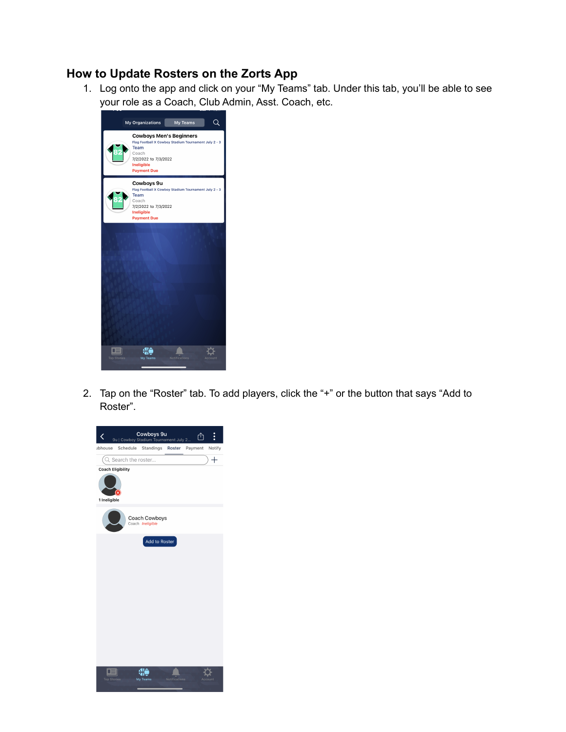## How to Update Rosters on the Zorts App

1. Log onto the app and click on your "My Teams" tab. Under this tab, you'll be able to see your role as a Coach, Club Admin, Asst. Coach, etc.

2. Tap on the "Roster" tab. To add players, click the "+" or the button that says "Add to Roster".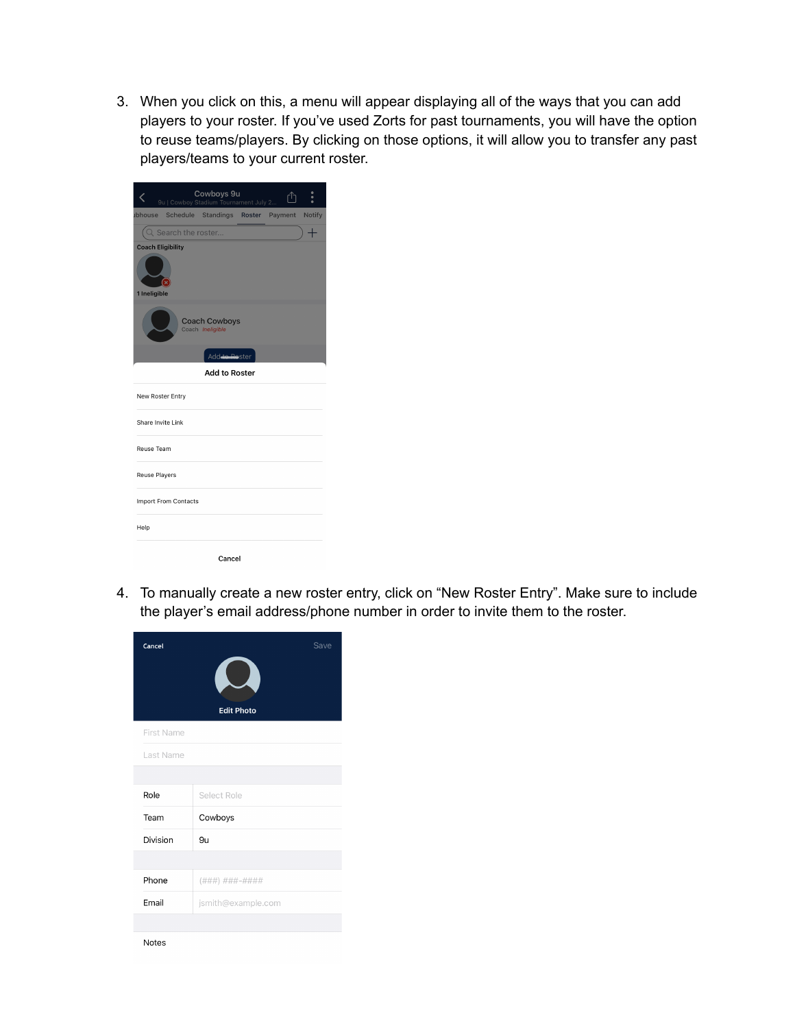3. When you click on this, a menu will appear displaying all of the ways that you can add players to your roster. If you've used Zorts for past tournaments, you will have the option to reuse teams/players. By clicking on those options, it will allow you to transfer any past players/teams to your current roster.

4. To manually create a new roster entry, click on "New Roster Entry". Make sure to include the player's email address/phone number in order to invite them to the roster.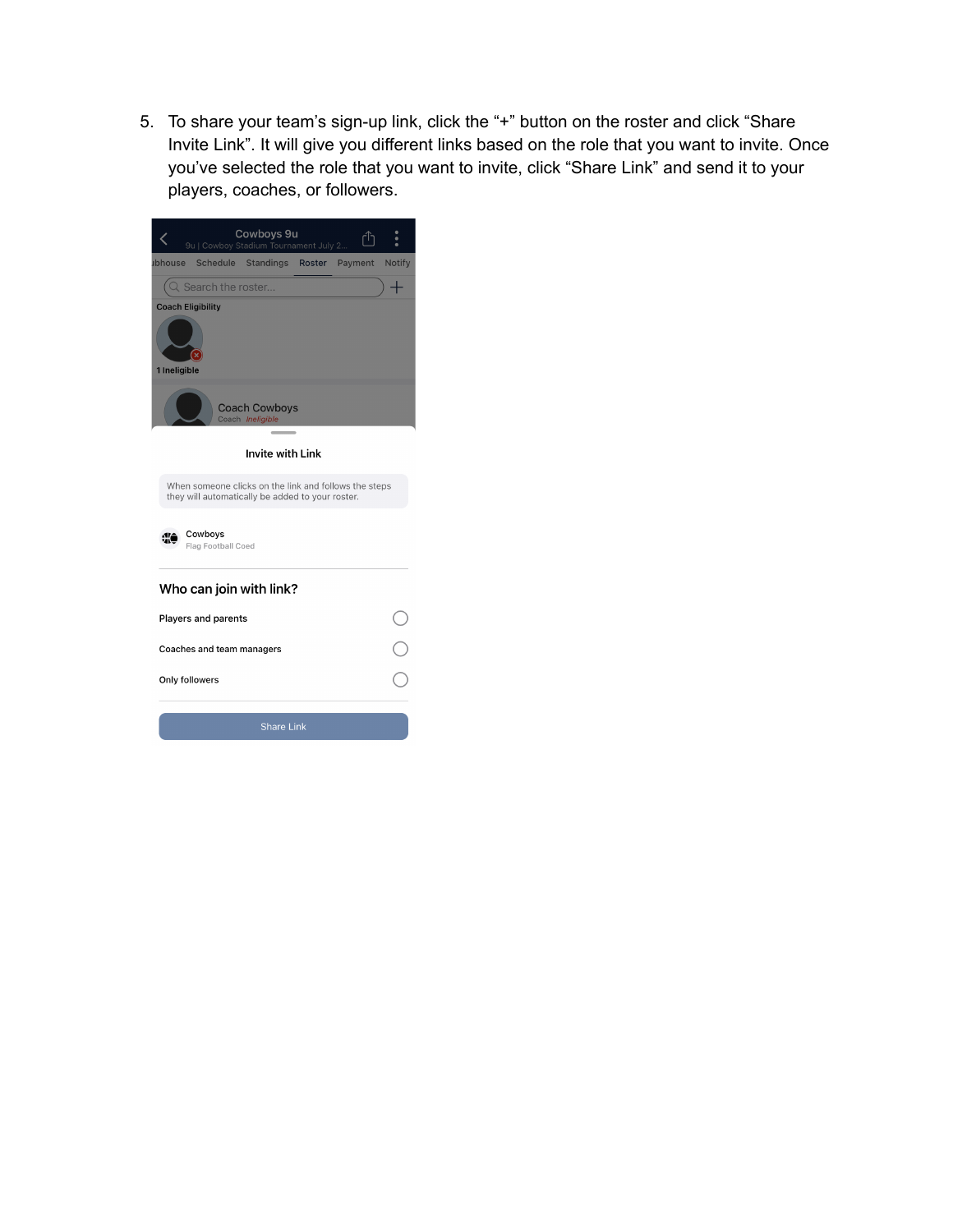5. To share your team's sign-up link, click the "+" button on the roster and click "Share Invite Link". It will give you different links based on the role that you want to invite. Once you've selected the role that you want to invite, click "Share Link" and send it to your players, coaches, or followers.